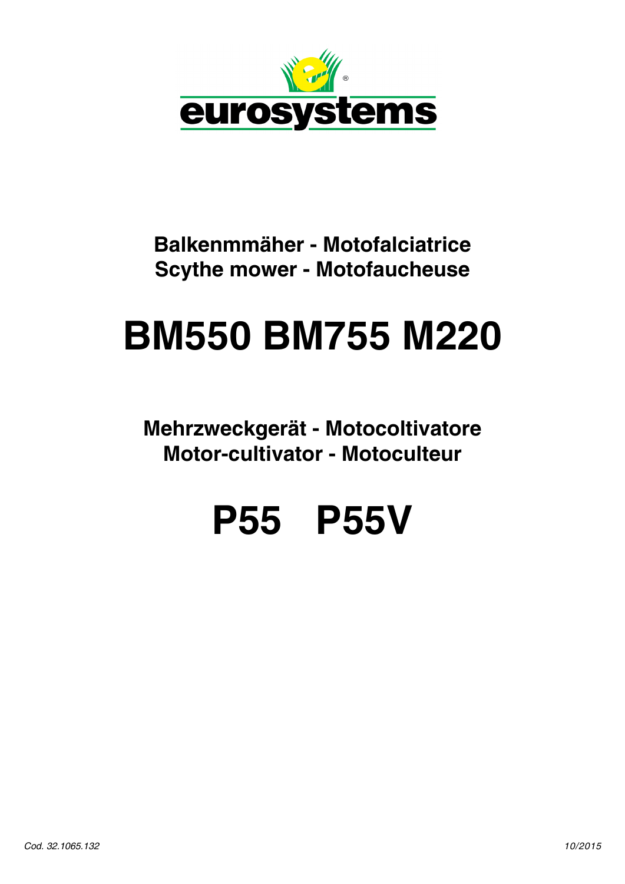eurosystems®

**Balkenmmäher - Motofalciatrice**
**Scythe mower - Motofaucheuse**

# BM550 BM755 M220

**Mehrzweckgerät - Motocoltivatore**
**Motor-cultivator - Motoculteur**

# P55 P55V

*Cod. 32.1065.132*

*10/2015*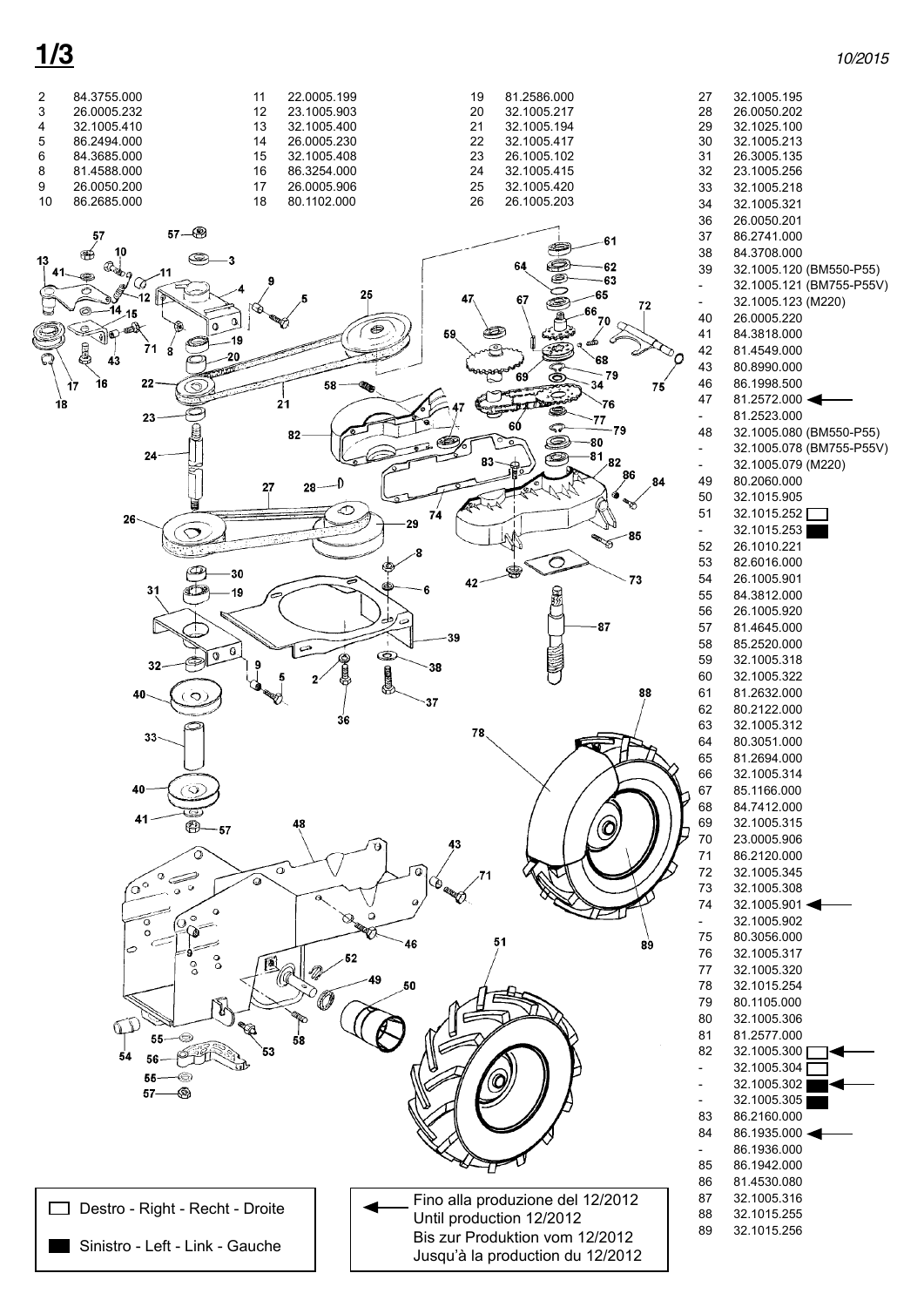# 1/3

*10/2015*

| Pos. | Code |
|---|---|
| 2 | 84.3755.000 |
| 3 | 26.0005.232 |
| 4 | 32.1005.410 |
| 5 | 86.2494.000 |
| 6 | 84.3685.000 |
| 8 | 81.4588.000 |
| 9 | 26.0050.200 |
| 10 | 86.2685.000 |
| 11 | 22.0005.199 |
| 12 | 23.1005.903 |
| 13 | 32.1005.400 |
| 14 | 26.0005.230 |
| 15 | 32.1005.408 |
| 16 | 86.3254.000 |
| 17 | 26.0005.906 |
| 18 | 80.1102.000 |
| 19 | 81.2586.000 |
| 20 | 32.1005.217 |
| 21 | 32.1005.194 |
| 22 | 32.1005.417 |
| 23 | 26.1005.102 |
| 24 | 32.1005.415 |
| 25 | 32.1005.420 |
| 26 | 26.1005.203 |
| 27 | 32.1005.195 |
| 28 | 26.0050.202 |
| 29 | 32.1025.100 |
| 30 | 32.1005.213 |
| 31 | 26.3005.135 |
| 32 | 23.1005.256 |
| 33 | 32.1005.218 |
| 34 | 32.1005.321 |
| 36 | 26.0050.201 |
| 37 | 86.2741.000 |
| 38 | 84.3708.000 |
| 39 | 32.1005.120 (BM550-P55) |
| - | 32.1005.121 (BM755-P55V) |
| - | 32.1005.123 (M220) |
| 40 | 26.0005.220 |
| 41 | 84.3818.000 |
| 42 | 81.4549.000 |
| 43 | 80.8990.000 |
| 46 | 86.1998.500 |
| 47 | 81.2572.000 ◄ |
| - | 81.2523.000 |
| 48 | 32.1005.080 (BM550-P55) |
| - | 32.1005.078 (BM755-P55V) |
| - | 32.1005.079 (M220) |
| 49 | 80.2060.000 |
| 50 | 32.1015.905 |
| 51 | 32.1015.252 □ |
| - | 32.1015.253 ■ |
| 52 | 26.1010.221 |
| 53 | 82.6016.000 |
| 54 | 26.1005.901 |
| 55 | 84.3812.000 |
| 56 | 26.1005.920 |
| 57 | 81.4645.000 |
| 58 | 85.2520.000 |
| 59 | 32.1005.318 |
| 60 | 32.1005.322 |
| 61 | 81.2632.000 |
| 62 | 80.2122.000 |
| 63 | 32.1005.312 |
| 64 | 80.3051.000 |
| 65 | 81.2694.000 |
| 66 | 32.1005.314 |
| 67 | 85.1166.000 |
| 68 | 84.7412.000 |
| 69 | 32.1005.315 |
| 70 | 23.0005.906 |
| 71 | 86.2120.000 |
| 72 | 32.1005.345 |
| 73 | 32.1005.308 |
| 74 | 32.1005.901 ◄ |
| - | 32.1005.902 |
| 75 | 80.3056.000 |
| 76 | 32.1005.317 |
| 77 | 32.1005.320 |
| 78 | 32.1015.254 |
| 79 | 80.1105.000 |
| 80 | 32.1005.306 |
| 81 | 81.2577.000 |
| 82 | 32.1005.300 □ ◄ |
| - | 32.1005.304 □ |
| - | 32.1005.302 ■ ◄ |
| - | 32.1005.305 ■ |
| 83 | 86.2160.000 |
| 84 | 86.1935.000 ◄ |
| - | 86.1936.000 |
| 85 | 86.1942.000 |
| 86 | 81.4530.080 |
| 87 | 32.1005.316 |
| 88 | 32.1015.255 |
| 89 | 32.1015.256 |

□ Destro - Right - Recht - Droite

■ Sinistro - Left - Link - Gauche

◄ Fino alla produzione del 12/2012
Until production 12/2012
Bis zur Produktion vom 12/2012
Jusqu'à la production du 12/2012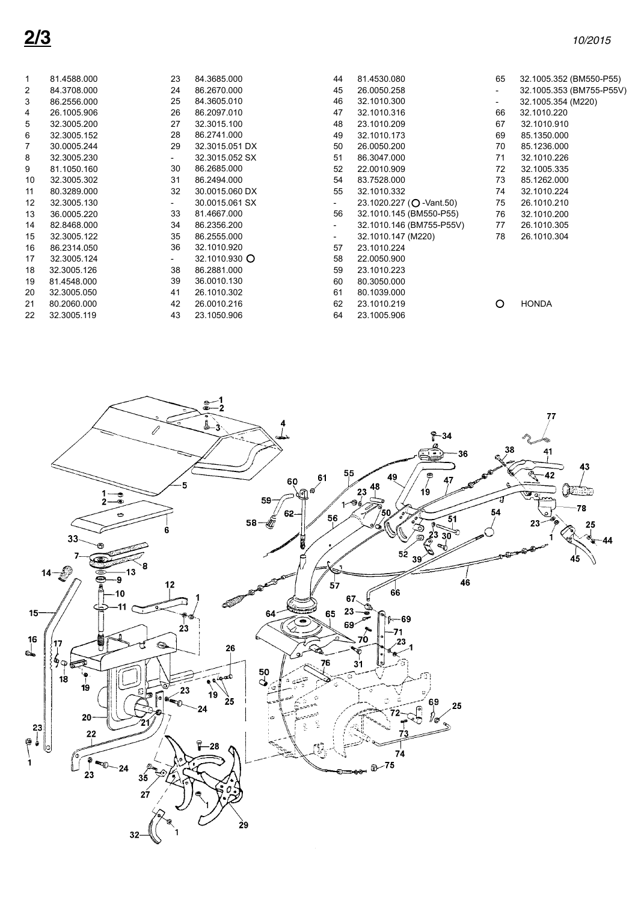## 2/3

*10/2015*

| | | | | | | | |
|---|---|---|---|---|---|---|---|
| 1 | 81.4588.000 | 23 | 84.3685.000 | 44 | 81.4530.080 | 65 | 32.1005.352 (BM550-P55) |
| 2 | 84.3708.000 | 24 | 86.2670.000 | 45 | 26.0050.258 | - | 32.1005.353 (BM755-P55V) |
| 3 | 86.2556.000 | 25 | 84.3605.010 | 46 | 32.1010.300 | - | 32.1005.354 (M220) |
| 4 | 26.1005.906 | 26 | 86.2097.010 | 47 | 32.1010.316 | 66 | 32.1010.220 |
| 5 | 32.3005.200 | 27 | 32.3015.100 | 48 | 23.1010.209 | 67 | 32.1010.910 |
| 6 | 32.3005.152 | 28 | 86.2741.000 | 49 | 32.1010.173 | 69 | 85.1350.000 |
| 7 | 30.0005.244 | 29 | 32.3015.051 DX | 50 | 26.0050.200 | 70 | 85.1236.000 |
| 8 | 32.3005.230 | - | 32.3015.052 SX | 51 | 86.3047.000 | 71 | 32.1010.226 |
| 9 | 81.1050.160 | 30 | 86.2685.000 | 52 | 22.0010.909 | 72 | 32.1005.335 |
| 10 | 32.3005.302 | 31 | 86.2494.000 | 54 | 83.7528.000 | 73 | 85.1262.000 |
| 11 | 80.3289.000 | 32 | 30.0015.060 DX | 55 | 32.1010.332 | 74 | 32.1010.224 |
| 12 | 32.3005.130 | - | 30.0015.061 SX | - | 23.1020.227 (○ -Vant.50) | 75 | 26.1010.210 |
| 13 | 36.0005.220 | 33 | 81.4667.000 | 56 | 32.1010.145 (BM550-P55) | 76 | 32.1010.200 |
| 14 | 82.8468.000 | 34 | 86.2356.200 | - | 32.1010.146 (BM755-P55V) | 77 | 26.1010.305 |
| 15 | 32.3005.122 | 35 | 86.2555.000 | - | 32.1010.147 (M220) | 78 | 26.1010.304 |
| 16 | 86.2314.050 | 36 | 32.1010.920 | 57 | 23.1010.224 | | |
| 17 | 32.3005.124 | - | 32.1010.930 ○ | 58 | 22.0050.900 | | |
| 18 | 32.3005.126 | 38 | 86.2881.000 | 59 | 23.1010.223 | | |
| 19 | 81.4548.000 | 39 | 36.0010.130 | 60 | 80.3050.000 | | |
| 20 | 32.3005.050 | 41 | 26.1010.302 | 61 | 80.1039.000 | | |
| 21 | 80.2060.000 | 42 | 26.0010.216 | 62 | 23.1010.219 | ○ | HONDA |
| 22 | 32.3005.119 | 43 | 23.1050.906 | 64 | 23.1005.906 | | |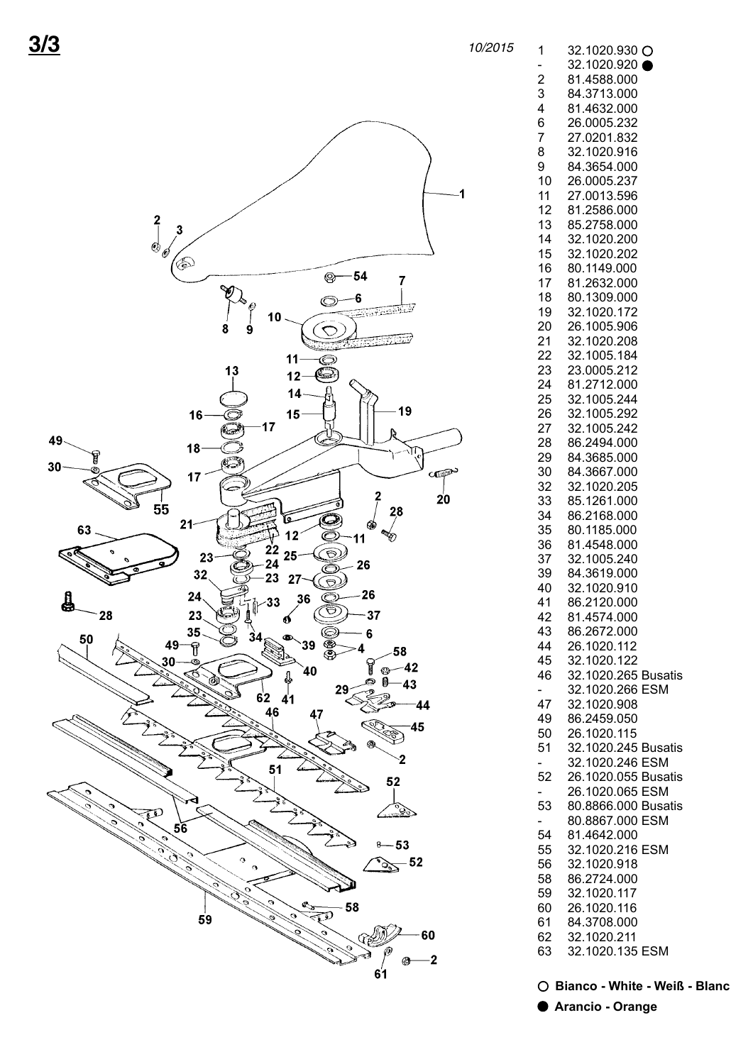# 3/3

10/2015

| | |
|---|---|
| 1 | 32.1020.930 ○ |
| - | 32.1020.920 ● |
| 2 | 81.4588.000 |
| 3 | 84.3713.000 |
| 4 | 81.4632.000 |
| 6 | 26.0005.232 |
| 7 | 27.0201.832 |
| 8 | 32.1020.916 |
| 9 | 84.3654.000 |
| 10 | 26.0005.237 |
| 11 | 27.0013.596 |
| 12 | 81.2586.000 |
| 13 | 85.2758.000 |
| 14 | 32.1020.200 |
| 15 | 32.1020.202 |
| 16 | 80.1149.000 |
| 17 | 81.2632.000 |
| 18 | 80.1309.000 |
| 19 | 32.1020.172 |
| 20 | 26.1005.906 |
| 21 | 32.1020.208 |
| 22 | 32.1005.184 |
| 23 | 23.0005.212 |
| 24 | 81.2712.000 |
| 25 | 32.1005.244 |
| 26 | 32.1005.292 |
| 27 | 32.1005.242 |
| 28 | 86.2494.000 |
| 29 | 84.3685.000 |
| 30 | 84.3667.000 |
| 32 | 32.1020.205 |
| 33 | 85.1261.000 |
| 34 | 86.2168.000 |
| 35 | 80.1185.000 |
| 36 | 81.4548.000 |
| 37 | 32.1005.240 |
| 39 | 84.3619.000 |
| 40 | 32.1020.910 |
| 41 | 86.2120.000 |
| 42 | 81.4574.000 |
| 43 | 86.2672.000 |
| 44 | 26.1020.112 |
| 45 | 32.1020.122 |
| 46 | 32.1020.265 Busatis |
| - | 32.1020.266 ESM |
| 47 | 32.1020.908 |
| 49 | 86.2459.050 |
| 50 | 26.1020.115 |
| 51 | 32.1020.245 Busatis |
| - | 32.1020.246 ESM |
| 52 | 26.1020.055 Busatis |
| - | 26.1020.065 ESM |
| 53 | 80.8866.000 Busatis |
| - | 80.8867.000 ESM |
| 54 | 81.4642.000 |
| 55 | 32.1020.216 ESM |
| 56 | 32.1020.918 |
| 58 | 86.2724.000 |
| 59 | 32.1020.117 |
| 60 | 26.1020.116 |
| 61 | 84.3708.000 |
| 62 | 32.1020.211 |
| 63 | 32.1020.135 ESM |

○ **Bianco - White - Weiß - Blanc**

● **Arancio - Orange**